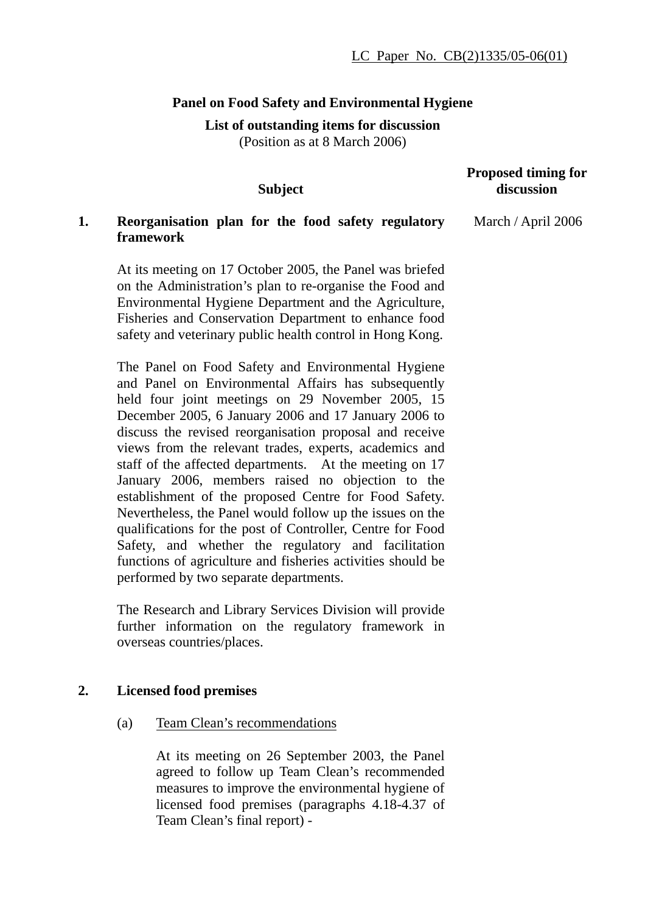LC Paper No. CB(2)1335/05-06(01)

**Panel on Food Safety and Environmental Hygiene**

**List of outstanding items for discussion**
(Position as at 8 March 2006)

| | Subject | Proposed timing for discussion |
|---|---|---|
| **1.** | **Reorganisation plan for the food safety regulatory framework** | March / April 2006 |

At its meeting on 17 October 2005, the Panel was briefed on the Administration's plan to re-organise the Food and Environmental Hygiene Department and the Agriculture, Fisheries and Conservation Department to enhance food safety and veterinary public health control in Hong Kong.

The Panel on Food Safety and Environmental Hygiene and Panel on Environmental Affairs has subsequently held four joint meetings on 29 November 2005, 15 December 2005, 6 January 2006 and 17 January 2006 to discuss the revised reorganisation proposal and receive views from the relevant trades, experts, academics and staff of the affected departments. At the meeting on 17 January 2006, members raised no objection to the establishment of the proposed Centre for Food Safety. Nevertheless, the Panel would follow up the issues on the qualifications for the post of Controller, Centre for Food Safety, and whether the regulatory and facilitation functions of agriculture and fisheries activities should be performed by two separate departments.

The Research and Library Services Division will provide further information on the regulatory framework in overseas countries/places.

**2. Licensed food premises**

(a) Team Clean's recommendations

At its meeting on 26 September 2003, the Panel agreed to follow up Team Clean's recommended measures to improve the environmental hygiene of licensed food premises (paragraphs 4.18-4.37 of Team Clean's final report) -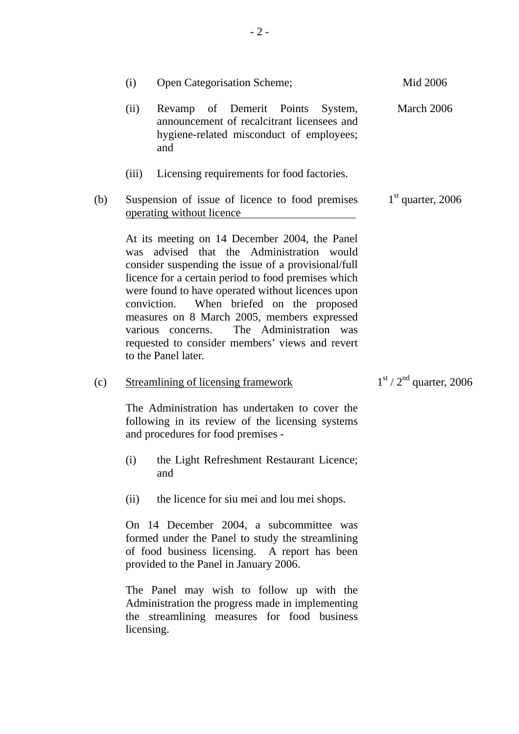(i) Open Categorisation Scheme; — Mid 2006

(ii) Revamp of Demerit Points System, announcement of recalcitrant licensees and hygiene-related misconduct of employees; and — March 2006

(iii) Licensing requirements for food factories.

(b) <u>Suspension of issue of licence to food premises operating without licence</u> — 1st quarter, 2006

At its meeting on 14 December 2004, the Panel was advised that the Administration would consider suspending the issue of a provisional/full licence for a certain period to food premises which were found to have operated without licences upon conviction. When briefed on the proposed measures on 8 March 2005, members expressed various concerns. The Administration was requested to consider members' views and revert to the Panel later.

(c) <u>Streamlining of licensing framework</u> — 1st / 2nd quarter, 2006

The Administration has undertaken to cover the following in its review of the licensing systems and procedures for food premises -

(i) the Light Refreshment Restaurant Licence; and

(ii) the licence for siu mei and lou mei shops.

On 14 December 2004, a subcommittee was formed under the Panel to study the streamlining of food business licensing. A report has been provided to the Panel in January 2006.

The Panel may wish to follow up with the Administration the progress made in implementing the streamlining measures for food business licensing.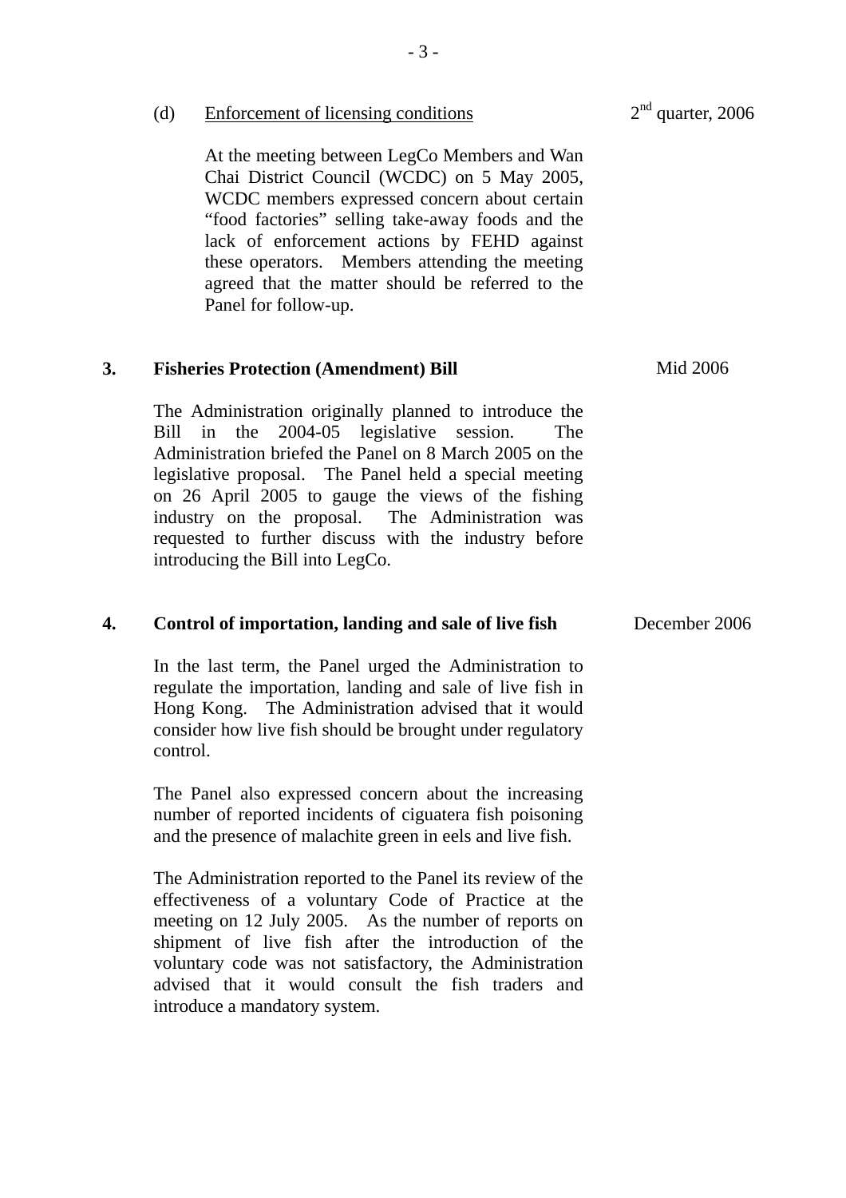(d) <u>Enforcement of licensing conditions</u> — 2nd quarter, 2006

At the meeting between LegCo Members and Wan Chai District Council (WCDC) on 5 May 2005, WCDC members expressed concern about certain "food factories" selling take-away foods and the lack of enforcement actions by FEHD against these operators. Members attending the meeting agreed that the matter should be referred to the Panel for follow-up.

**3. Fisheries Protection (Amendment) Bill** — Mid 2006

The Administration originally planned to introduce the Bill in the 2004-05 legislative session. The Administration briefed the Panel on 8 March 2005 on the legislative proposal. The Panel held a special meeting on 26 April 2005 to gauge the views of the fishing industry on the proposal. The Administration was requested to further discuss with the industry before introducing the Bill into LegCo.

**4. Control of importation, landing and sale of live fish** — December 2006

In the last term, the Panel urged the Administration to regulate the importation, landing and sale of live fish in Hong Kong. The Administration advised that it would consider how live fish should be brought under regulatory control.

The Panel also expressed concern about the increasing number of reported incidents of ciguatera fish poisoning and the presence of malachite green in eels and live fish.

The Administration reported to the Panel its review of the effectiveness of a voluntary Code of Practice at the meeting on 12 July 2005. As the number of reports on shipment of live fish after the introduction of the voluntary code was not satisfactory, the Administration advised that it would consult the fish traders and introduce a mandatory system.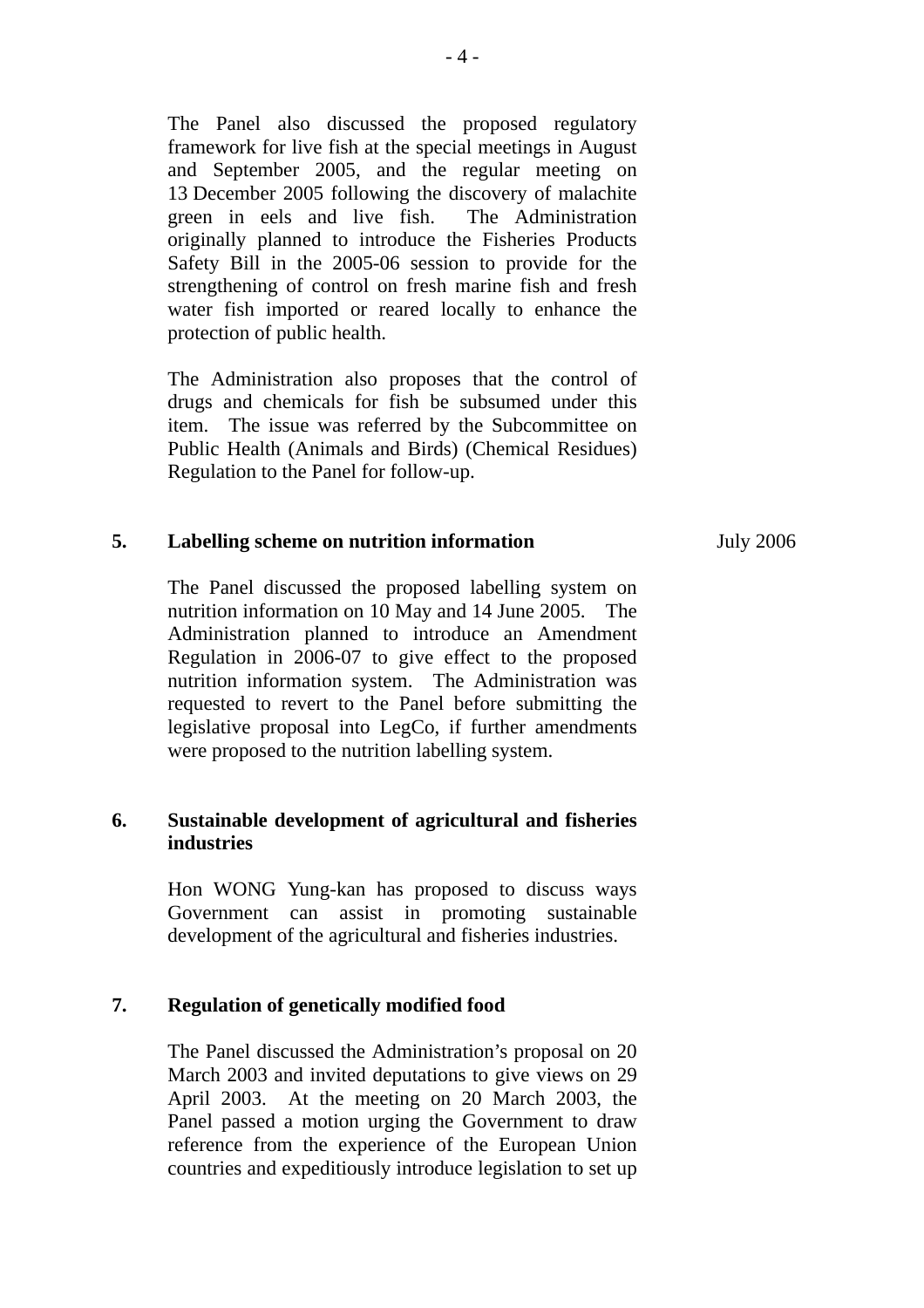The Panel also discussed the proposed regulatory framework for live fish at the special meetings in August and September 2005, and the regular meeting on 13 December 2005 following the discovery of malachite green in eels and live fish. The Administration originally planned to introduce the Fisheries Products Safety Bill in the 2005-06 session to provide for the strengthening of control on fresh marine fish and fresh water fish imported or reared locally to enhance the protection of public health.

The Administration also proposes that the control of drugs and chemicals for fish be subsumed under this item. The issue was referred by the Subcommittee on Public Health (Animals and Birds) (Chemical Residues) Regulation to the Panel for follow-up.

**5. Labelling scheme on nutrition information** — July 2006

The Panel discussed the proposed labelling system on nutrition information on 10 May and 14 June 2005. The Administration planned to introduce an Amendment Regulation in 2006-07 to give effect to the proposed nutrition information system. The Administration was requested to revert to the Panel before submitting the legislative proposal into LegCo, if further amendments were proposed to the nutrition labelling system.

**6. Sustainable development of agricultural and fisheries industries**

Hon WONG Yung-kan has proposed to discuss ways Government can assist in promoting sustainable development of the agricultural and fisheries industries.

**7. Regulation of genetically modified food**

The Panel discussed the Administration's proposal on 20 March 2003 and invited deputations to give views on 29 April 2003. At the meeting on 20 March 2003, the Panel passed a motion urging the Government to draw reference from the experience of the European Union countries and expeditiously introduce legislation to set up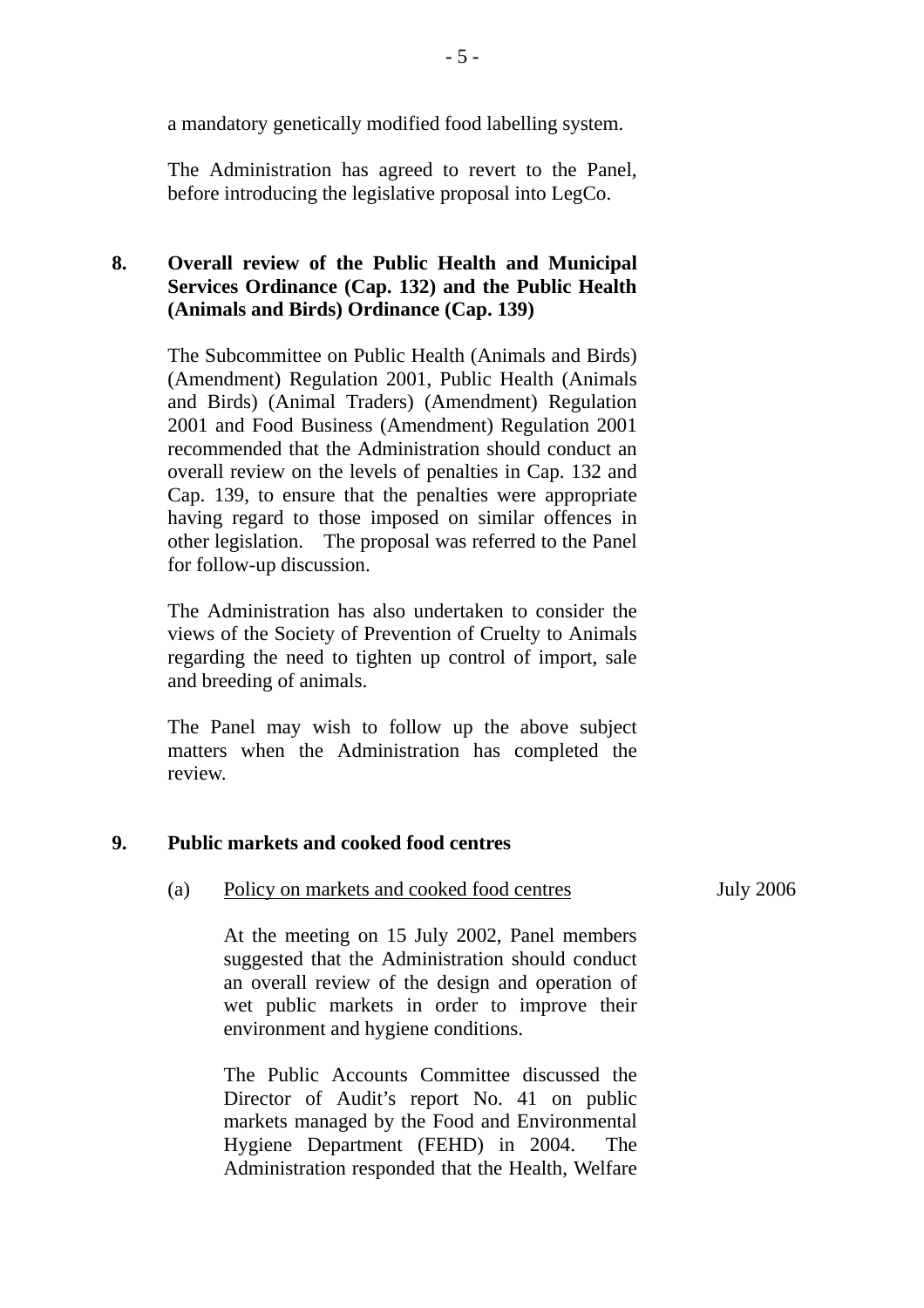a mandatory genetically modified food labelling system.

The Administration has agreed to revert to the Panel, before introducing the legislative proposal into LegCo.

**8. Overall review of the Public Health and Municipal Services Ordinance (Cap. 132) and the Public Health (Animals and Birds) Ordinance (Cap. 139)**

The Subcommittee on Public Health (Animals and Birds) (Amendment) Regulation 2001, Public Health (Animals and Birds) (Animal Traders) (Amendment) Regulation 2001 and Food Business (Amendment) Regulation 2001 recommended that the Administration should conduct an overall review on the levels of penalties in Cap. 132 and Cap. 139, to ensure that the penalties were appropriate having regard to those imposed on similar offences in other legislation. The proposal was referred to the Panel for follow-up discussion.

The Administration has also undertaken to consider the views of the Society of Prevention of Cruelty to Animals regarding the need to tighten up control of import, sale and breeding of animals.

The Panel may wish to follow up the above subject matters when the Administration has completed the review.

**9. Public markets and cooked food centres**

(a) Policy on markets and cooked food centres — July 2006

At the meeting on 15 July 2002, Panel members suggested that the Administration should conduct an overall review of the design and operation of wet public markets in order to improve their environment and hygiene conditions.

The Public Accounts Committee discussed the Director of Audit's report No. 41 on public markets managed by the Food and Environmental Hygiene Department (FEHD) in 2004. The Administration responded that the Health, Welfare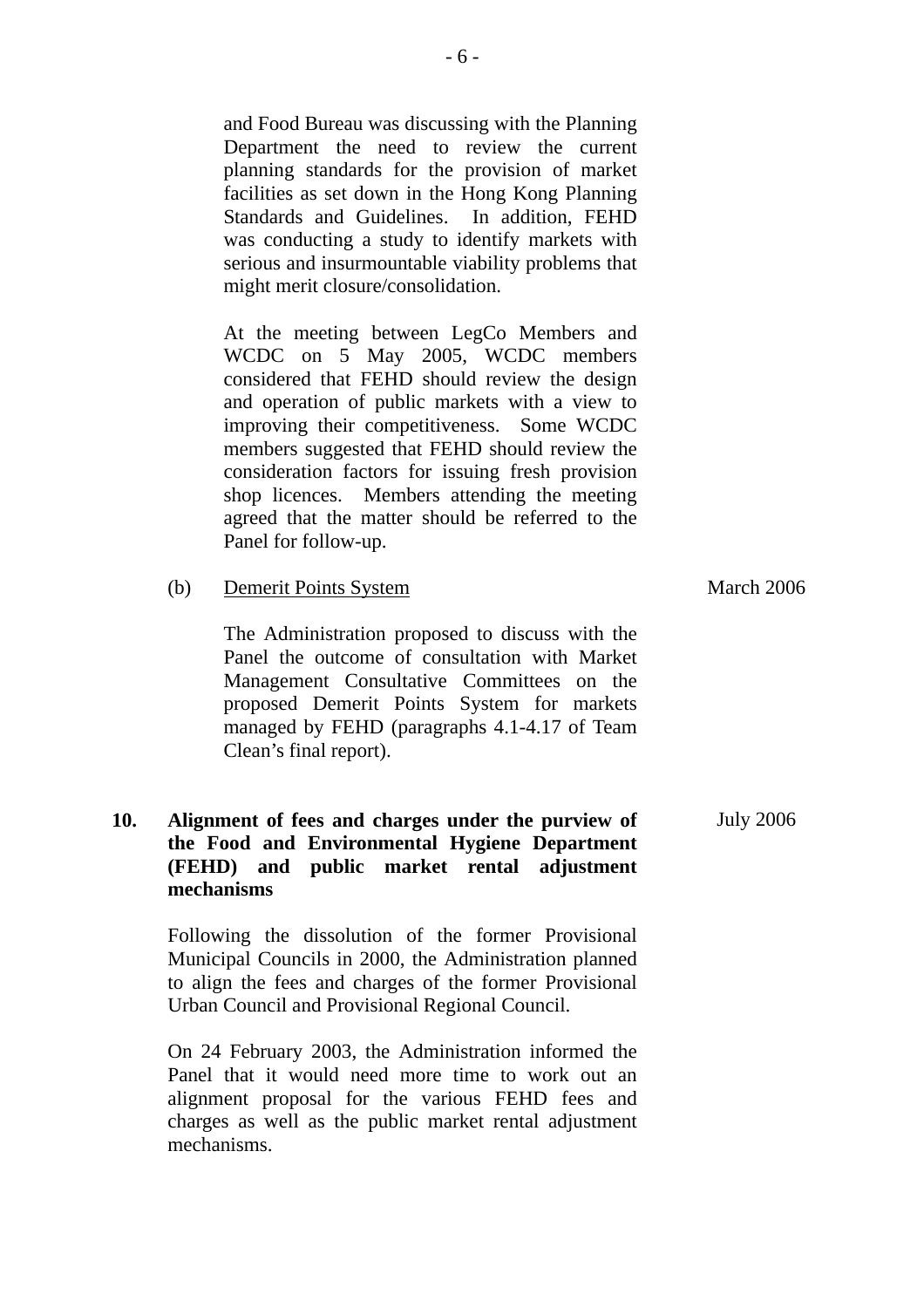and Food Bureau was discussing with the Planning Department the need to review the current planning standards for the provision of market facilities as set down in the Hong Kong Planning Standards and Guidelines. In addition, FEHD was conducting a study to identify markets with serious and insurmountable viability problems that might merit closure/consolidation.

At the meeting between LegCo Members and WCDC on 5 May 2005, WCDC members considered that FEHD should review the design and operation of public markets with a view to improving their competitiveness. Some WCDC members suggested that FEHD should review the consideration factors for issuing fresh provision shop licences. Members attending the meeting agreed that the matter should be referred to the Panel for follow-up.

(b) Demerit Points System — March 2006

The Administration proposed to discuss with the Panel the outcome of consultation with Market Management Consultative Committees on the proposed Demerit Points System for markets managed by FEHD (paragraphs 4.1-4.17 of Team Clean's final report).

**10. Alignment of fees and charges under the purview of the Food and Environmental Hygiene Department (FEHD) and public market rental adjustment mechanisms** — July 2006

Following the dissolution of the former Provisional Municipal Councils in 2000, the Administration planned to align the fees and charges of the former Provisional Urban Council and Provisional Regional Council.

On 24 February 2003, the Administration informed the Panel that it would need more time to work out an alignment proposal for the various FEHD fees and charges as well as the public market rental adjustment mechanisms.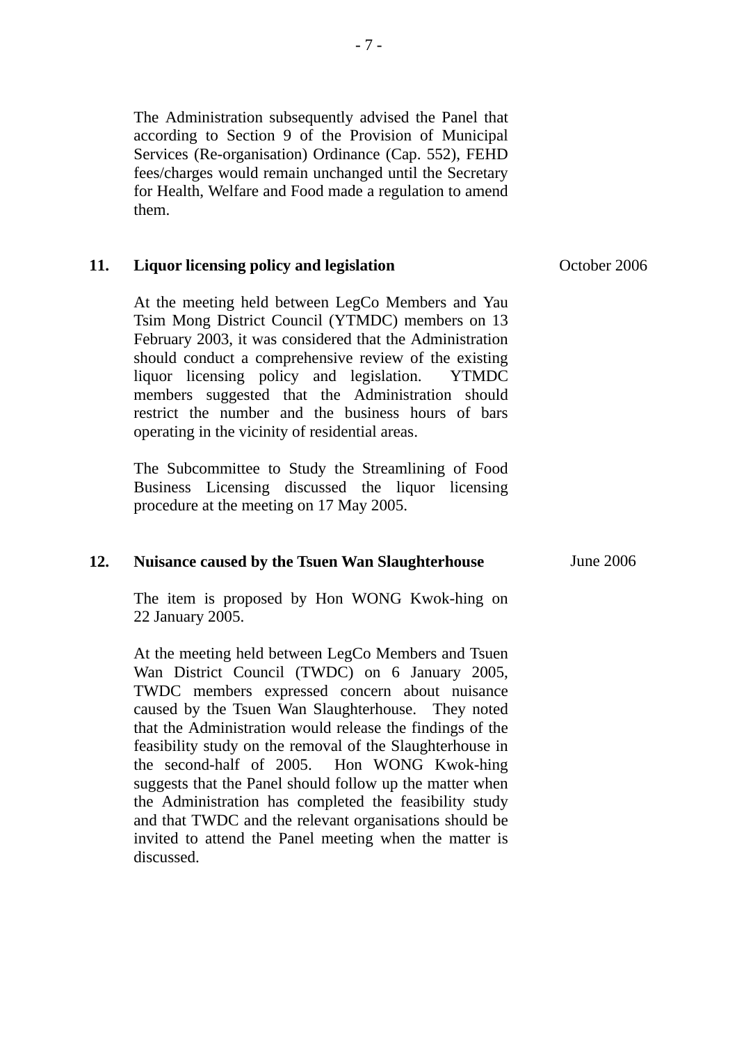The Administration subsequently advised the Panel that according to Section 9 of the Provision of Municipal Services (Re-organisation) Ordinance (Cap. 552), FEHD fees/charges would remain unchanged until the Secretary for Health, Welfare and Food made a regulation to amend them.

**11. Liquor licensing policy and legislation** — October 2006

At the meeting held between LegCo Members and Yau Tsim Mong District Council (YTMDC) members on 13 February 2003, it was considered that the Administration should conduct a comprehensive review of the existing liquor licensing policy and legislation. YTMDC members suggested that the Administration should restrict the number and the business hours of bars operating in the vicinity of residential areas.

The Subcommittee to Study the Streamlining of Food Business Licensing discussed the liquor licensing procedure at the meeting on 17 May 2005.

**12. Nuisance caused by the Tsuen Wan Slaughterhouse** — June 2006

The item is proposed by Hon WONG Kwok-hing on 22 January 2005.

At the meeting held between LegCo Members and Tsuen Wan District Council (TWDC) on 6 January 2005, TWDC members expressed concern about nuisance caused by the Tsuen Wan Slaughterhouse. They noted that the Administration would release the findings of the feasibility study on the removal of the Slaughterhouse in the second-half of 2005. Hon WONG Kwok-hing suggests that the Panel should follow up the matter when the Administration has completed the feasibility study and that TWDC and the relevant organisations should be invited to attend the Panel meeting when the matter is discussed.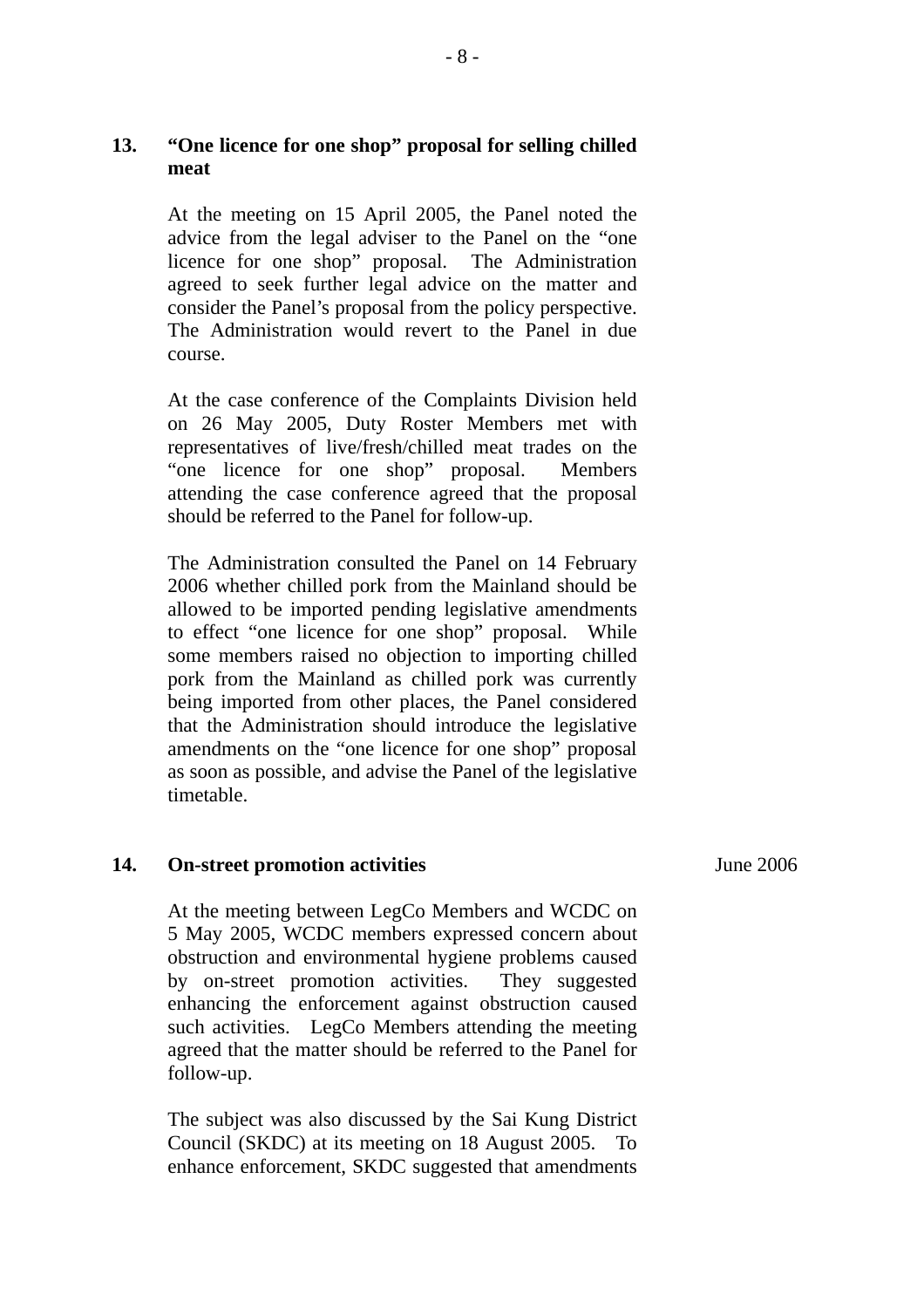**13. "One licence for one shop" proposal for selling chilled meat**

At the meeting on 15 April 2005, the Panel noted the advice from the legal adviser to the Panel on the "one licence for one shop" proposal. The Administration agreed to seek further legal advice on the matter and consider the Panel's proposal from the policy perspective. The Administration would revert to the Panel in due course.

At the case conference of the Complaints Division held on 26 May 2005, Duty Roster Members met with representatives of live/fresh/chilled meat trades on the "one licence for one shop" proposal. Members attending the case conference agreed that the proposal should be referred to the Panel for follow-up.

The Administration consulted the Panel on 14 February 2006 whether chilled pork from the Mainland should be allowed to be imported pending legislative amendments to effect "one licence for one shop" proposal. While some members raised no objection to importing chilled pork from the Mainland as chilled pork was currently being imported from other places, the Panel considered that the Administration should introduce the legislative amendments on the "one licence for one shop" proposal as soon as possible, and advise the Panel of the legislative timetable.

**14. On-street promotion activities** — June 2006

At the meeting between LegCo Members and WCDC on 5 May 2005, WCDC members expressed concern about obstruction and environmental hygiene problems caused by on-street promotion activities. They suggested enhancing the enforcement against obstruction caused such activities. LegCo Members attending the meeting agreed that the matter should be referred to the Panel for follow-up.

The subject was also discussed by the Sai Kung District Council (SKDC) at its meeting on 18 August 2005. To enhance enforcement, SKDC suggested that amendments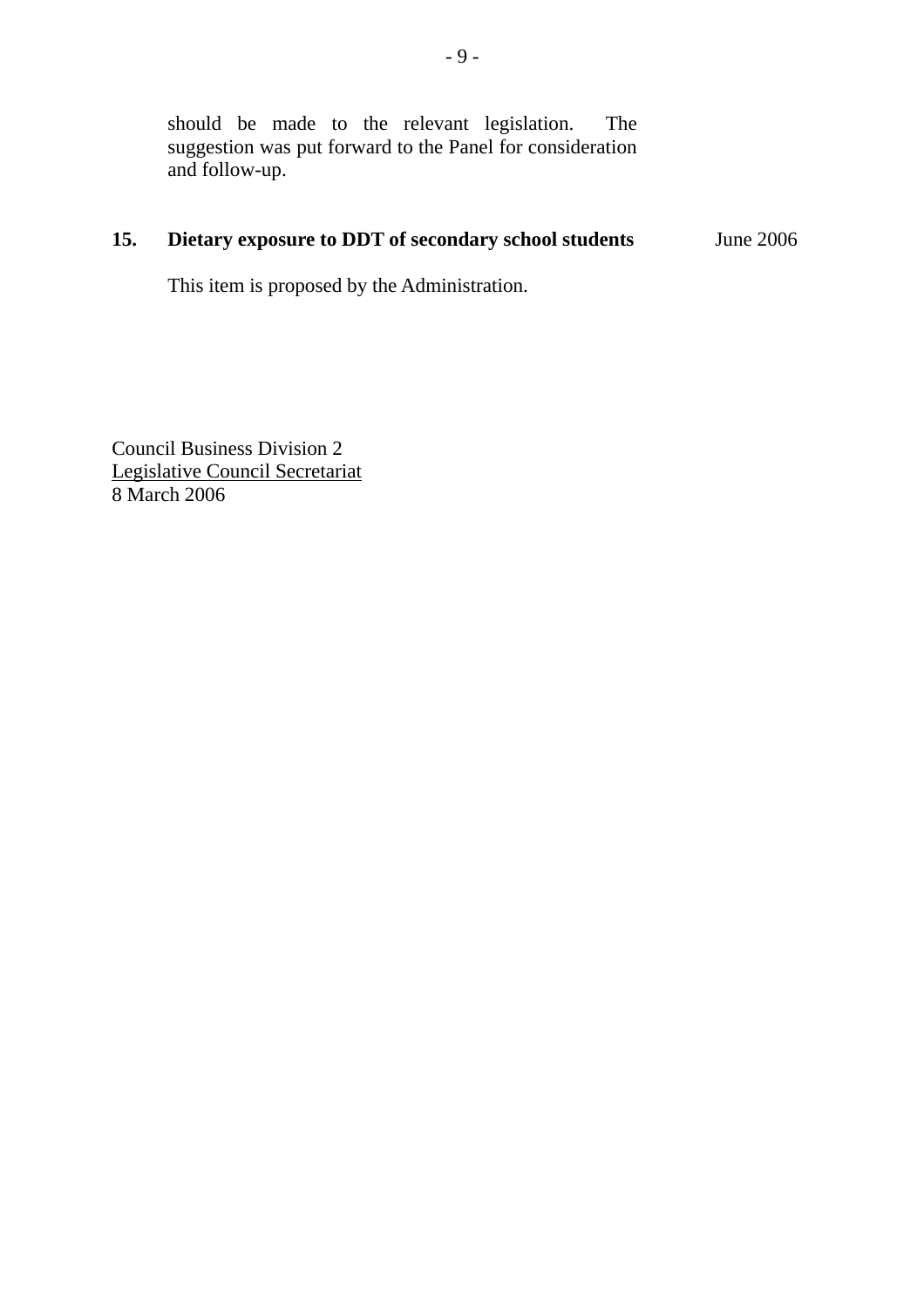should be made to the relevant legislation. The suggestion was put forward to the Panel for consideration and follow-up.

**15. Dietary exposure to DDT of secondary school students** June 2006

This item is proposed by the Administration.

Council Business Division 2
Legislative Council Secretariat
8 March 2006